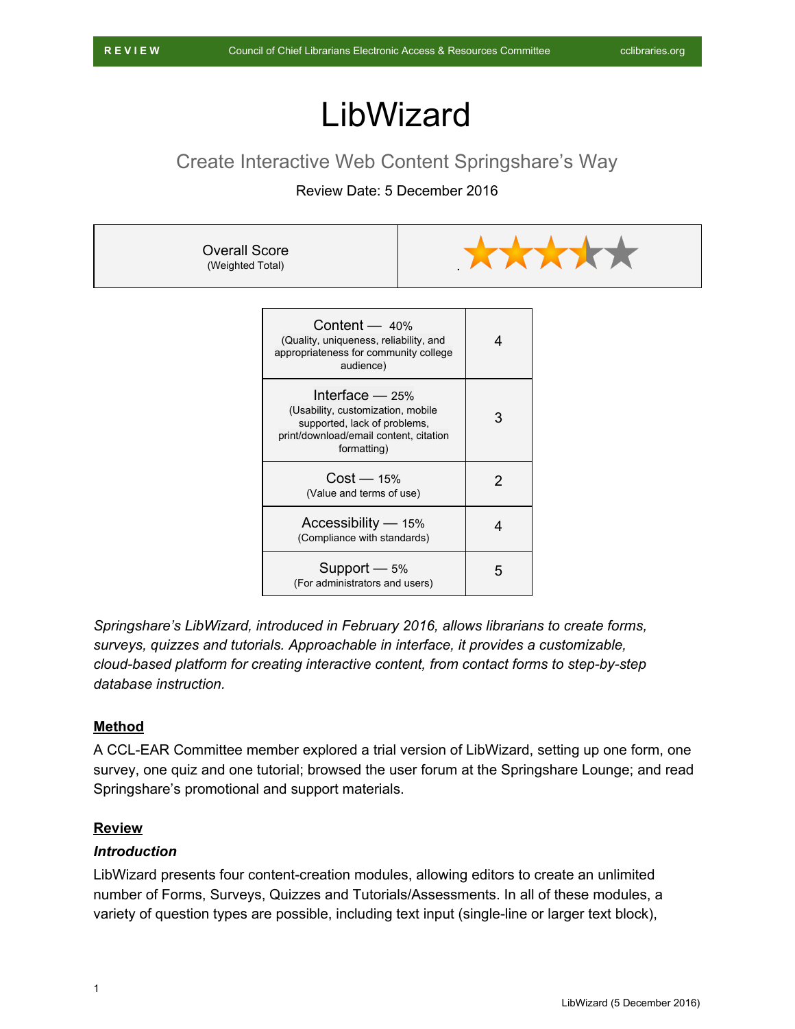REVIEW Council of Chief Librarians Electronic Access & Resources Committee cclibraries.org

# LibWizard

## Create Interactive Web Content Springshare's Way

Review Date: 5 December 2016

| Overall Score (Weighted Total) | ★★★½☆ |
| --- | --- |

| Category | Score |
| --- | --- |
| Content — 40% (Quality, uniqueness, reliability, and appropriateness for community college audience) | 4 |
| Interface — 25% (Usability, customization, mobile supported, lack of problems, print/download/email content, citation formatting) | 3 |
| Cost — 15% (Value and terms of use) | 2 |
| Accessibility — 15% (Compliance with standards) | 4 |
| Support — 5% (For administrators and users) | 5 |

*Springshare's LibWizard, introduced in February 2016, allows librarians to create forms, surveys, quizzes and tutorials. Approachable in interface, it provides a customizable, cloud-based platform for creating interactive content, from contact forms to step-by-step database instruction.*

### Method

A CCL-EAR Committee member explored a trial version of LibWizard, setting up one form, one survey, one quiz and one tutorial; browsed the user forum at the Springshare Lounge; and read Springshare's promotional and support materials.

### Review

#### *Introduction*

LibWizard presents four content-creation modules, allowing editors to create an unlimited number of Forms, Surveys, Quizzes and Tutorials/Assessments. In all of these modules, a variety of question types are possible, including text input (single-line or larger text block),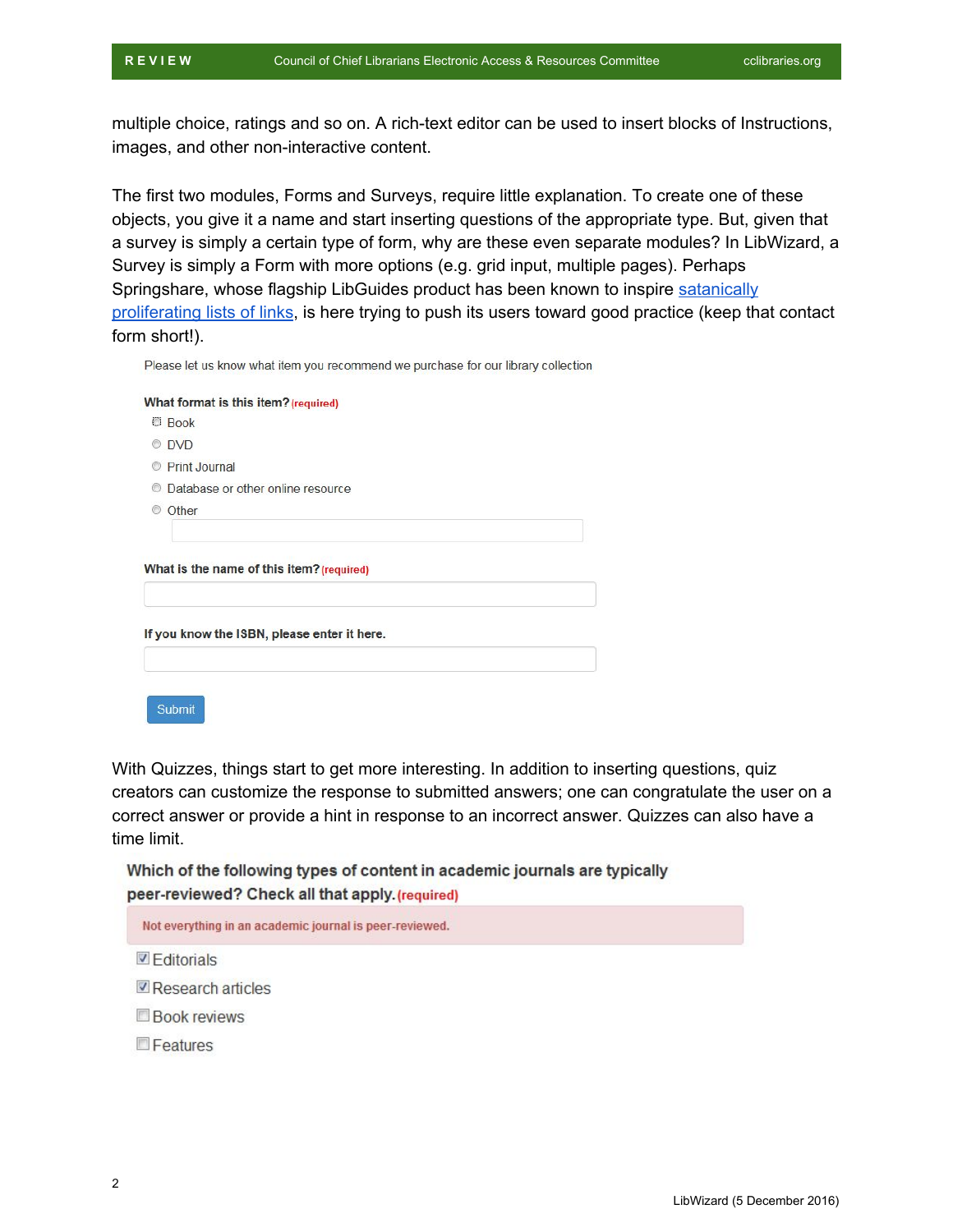multiple choice, ratings and so on. A rich-text editor can be used to insert blocks of Instructions, images, and other non-interactive content.

The first two modules, Forms and Surveys, require little explanation. To create one of these objects, you give it a name and start inserting questions of the appropriate type. But, given that a survey is simply a certain type of form, why are these even separate modules? In LibWizard, a Survey is simply a Form with more options (e.g. grid input, multiple pages). Perhaps Springshare, whose flagship LibGuides product has been known to inspire satanically proliferating lists of links, is here trying to push its users toward good practice (keep that contact form short!).

Please let us know what item you recommend we purchase for our library collection

**What format is this item?** (required)

- Book
- DVD
- Print Journal
- Database or other online resource
- Other

**What is the name of this item?** (required)

**If you know the ISBN, please enter it here.**

Submit

With Quizzes, things start to get more interesting. In addition to inserting questions, quiz creators can customize the response to submitted answers; one can congratulate the user on a correct answer or provide a hint in response to an incorrect answer. Quizzes can also have a time limit.

**Which of the following types of content in academic journals are typically peer-reviewed? Check all that apply.** (required)

Not everything in an academic journal is peer-reviewed.

- [x] Editorials
- [x] Research articles
- [ ] Book reviews
- [ ] Features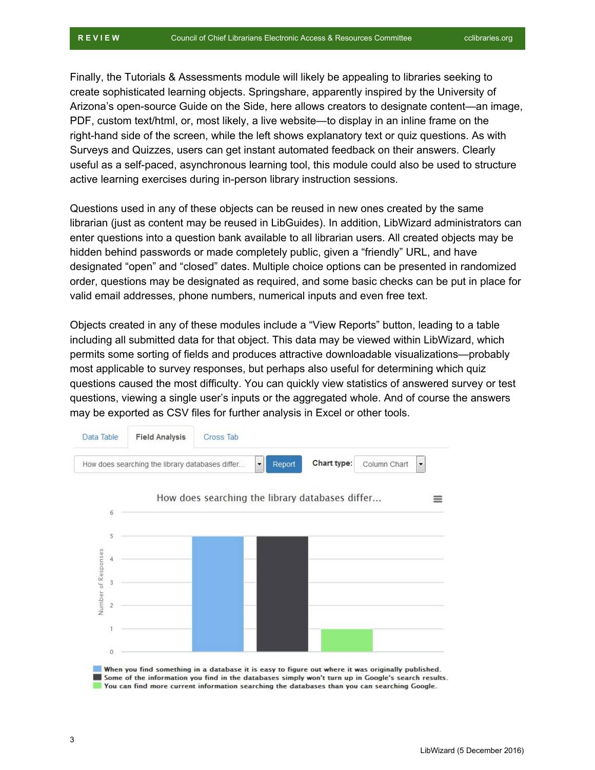Finally, the Tutorials & Assessments module will likely be appealing to libraries seeking to create sophisticated learning objects. Springshare, apparently inspired by the University of Arizona's open-source Guide on the Side, here allows creators to designate content—an image, PDF, custom text/html, or, most likely, a live website—to display in an inline frame on the right-hand side of the screen, while the left shows explanatory text or quiz questions. As with Surveys and Quizzes, users can get instant automated feedback on their answers. Clearly useful as a self-paced, asynchronous learning tool, this module could also be used to structure active learning exercises during in-person library instruction sessions.

Questions used in any of these objects can be reused in new ones created by the same librarian (just as content may be reused in LibGuides). In addition, LibWizard administrators can enter questions into a question bank available to all librarian users. All created objects may be hidden behind passwords or made completely public, given a "friendly" URL, and have designated "open" and "closed" dates. Multiple choice options can be presented in randomized order, questions may be designated as required, and some basic checks can be put in place for valid email addresses, phone numbers, numerical inputs and even free text.

Objects created in any of these modules include a "View Reports" button, leading to a table including all submitted data for that object. This data may be viewed within LibWizard, which permits some sorting of fields and produces attractive downloadable visualizations—probably most applicable to survey responses, but perhaps also useful for determining which quiz questions caused the most difficulty. You can quickly view statistics of answered survey or test questions, viewing a single user's inputs or the aggregated whole. And of course the answers may be exported as CSV files for further analysis in Excel or other tools.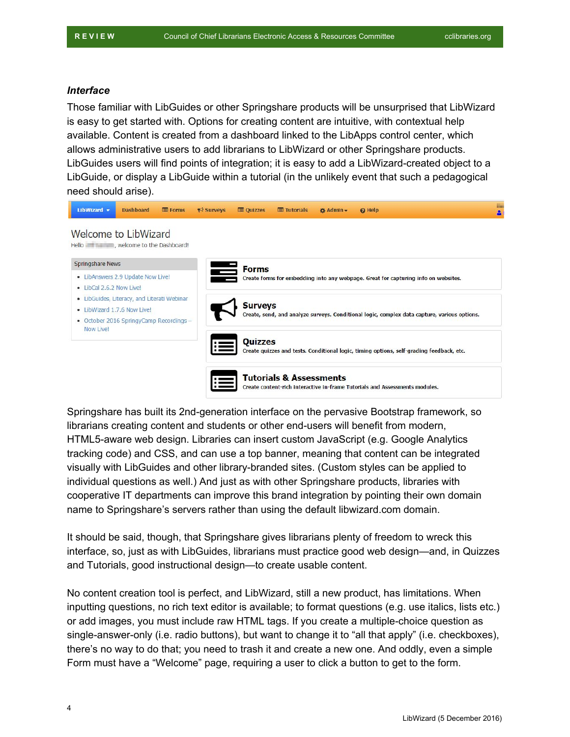### *Interface*

Those familiar with LibGuides or other Springshare products will be unsurprised that LibWizard is easy to get started with. Options for creating content are intuitive, with contextual help available. Content is created from a dashboard linked to the LibApps control center, which allows administrative users to add librarians to LibWizard or other Springshare products. LibGuides users will find points of integration; it is easy to add a LibWizard-created object to a LibGuide, or display a LibGuide within a tutorial (in the unlikely event that such a pedagogical need should arise).

Springshare has built its 2nd-generation interface on the pervasive Bootstrap framework, so librarians creating content and students or other end-users will benefit from modern, HTML5-aware web design. Libraries can insert custom JavaScript (e.g. Google Analytics tracking code) and CSS, and can use a top banner, meaning that content can be integrated visually with LibGuides and other library-branded sites. (Custom styles can be applied to individual questions as well.) And just as with other Springshare products, libraries with cooperative IT departments can improve this brand integration by pointing their own domain name to Springshare's servers rather than using the default libwizard.com domain.

It should be said, though, that Springshare gives librarians plenty of freedom to wreck this interface, so, just as with LibGuides, librarians must practice good web design—and, in Quizzes and Tutorials, good instructional design—to create usable content.

No content creation tool is perfect, and LibWizard, still a new product, has limitations. When inputting questions, no rich text editor is available; to format questions (e.g. use italics, lists etc.) or add images, you must include raw HTML tags. If you create a multiple-choice question as single-answer-only (i.e. radio buttons), but want to change it to "all that apply" (i.e. checkboxes), there's no way to do that; you need to trash it and create a new one. And oddly, even a simple Form must have a "Welcome" page, requiring a user to click a button to get to the form.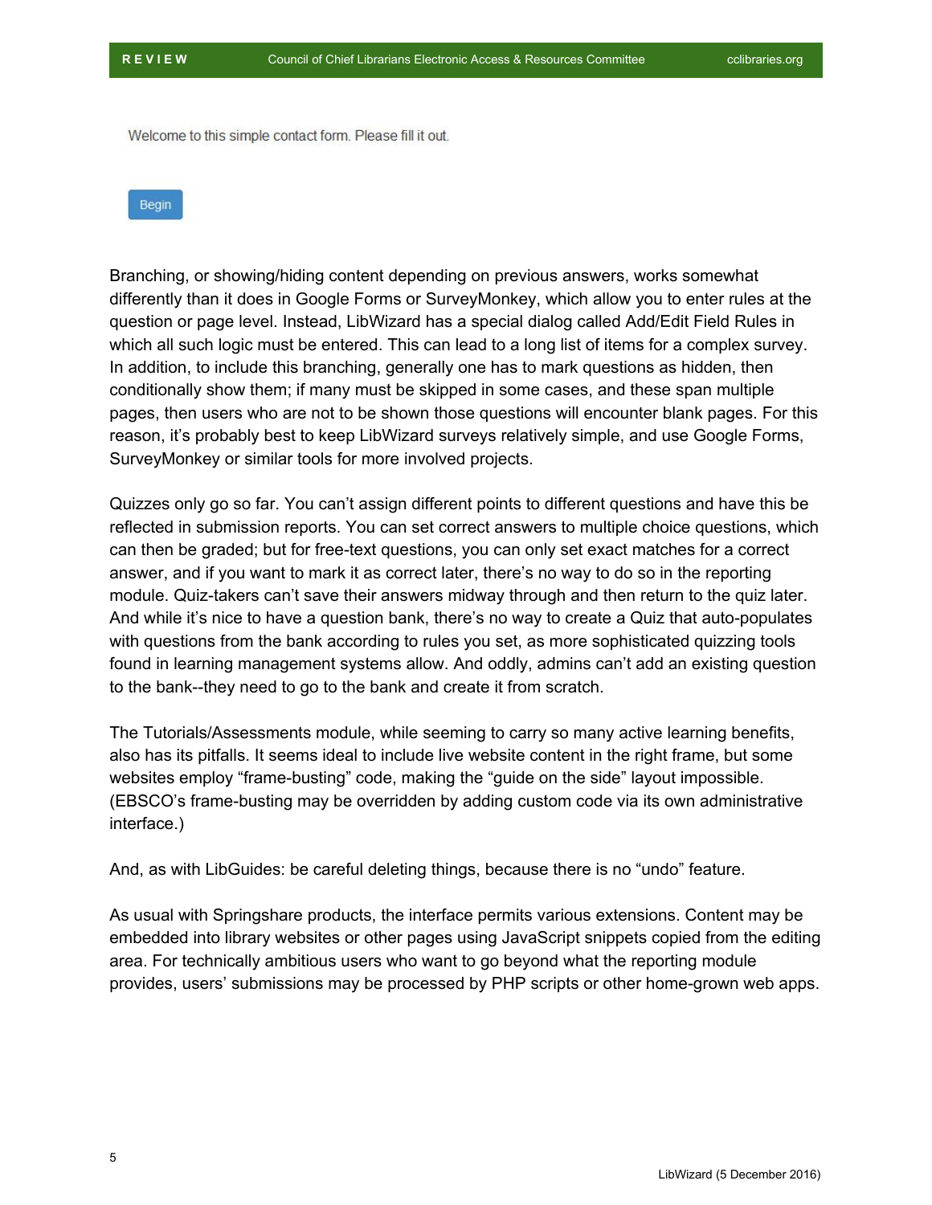Welcome to this simple contact form. Please fill it out.

Begin

Branching, or showing/hiding content depending on previous answers, works somewhat differently than it does in Google Forms or SurveyMonkey, which allow you to enter rules at the question or page level. Instead, LibWizard has a special dialog called Add/Edit Field Rules in which all such logic must be entered. This can lead to a long list of items for a complex survey. In addition, to include this branching, generally one has to mark questions as hidden, then conditionally show them; if many must be skipped in some cases, and these span multiple pages, then users who are not to be shown those questions will encounter blank pages. For this reason, it's probably best to keep LibWizard surveys relatively simple, and use Google Forms, SurveyMonkey or similar tools for more involved projects.

Quizzes only go so far. You can't assign different points to different questions and have this be reflected in submission reports. You can set correct answers to multiple choice questions, which can then be graded; but for free-text questions, you can only set exact matches for a correct answer, and if you want to mark it as correct later, there's no way to do so in the reporting module. Quiz-takers can't save their answers midway through and then return to the quiz later. And while it's nice to have a question bank, there's no way to create a Quiz that auto-populates with questions from the bank according to rules you set, as more sophisticated quizzing tools found in learning management systems allow. And oddly, admins can't add an existing question to the bank--they need to go to the bank and create it from scratch.

The Tutorials/Assessments module, while seeming to carry so many active learning benefits, also has its pitfalls. It seems ideal to include live website content in the right frame, but some websites employ "frame-busting" code, making the "guide on the side" layout impossible. (EBSCO's frame-busting may be overridden by adding custom code via its own administrative interface.)

And, as with LibGuides: be careful deleting things, because there is no "undo" feature.

As usual with Springshare products, the interface permits various extensions. Content may be embedded into library websites or other pages using JavaScript snippets copied from the editing area. For technically ambitious users who want to go beyond what the reporting module provides, users' submissions may be processed by PHP scripts or other home-grown web apps.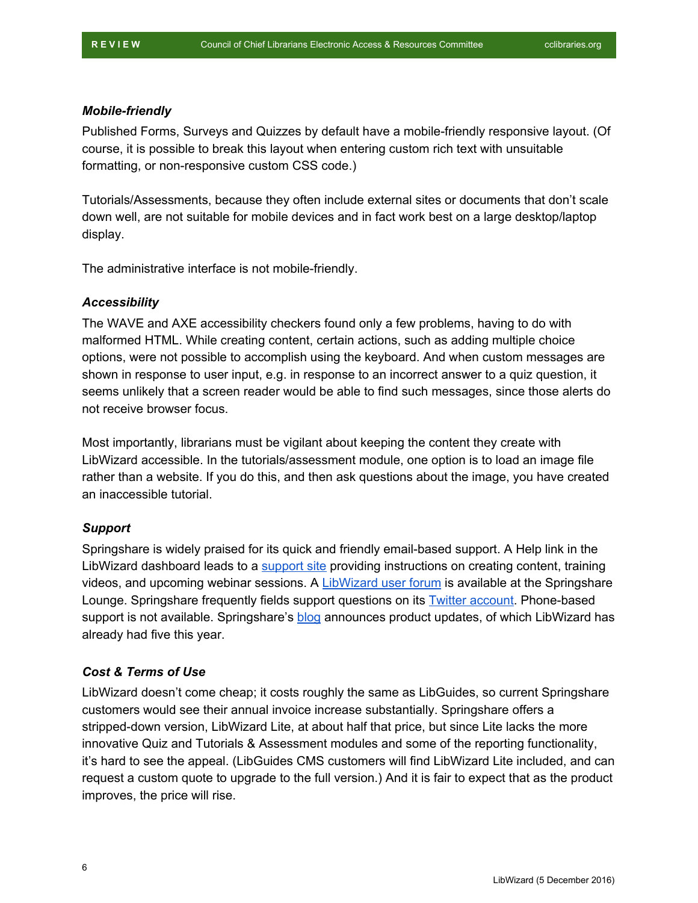### *Mobile-friendly*

Published Forms, Surveys and Quizzes by default have a mobile-friendly responsive layout. (Of course, it is possible to break this layout when entering custom rich text with unsuitable formatting, or non-responsive custom CSS code.)

Tutorials/Assessments, because they often include external sites or documents that don't scale down well, are not suitable for mobile devices and in fact work best on a large desktop/laptop display.

The administrative interface is not mobile-friendly.

### *Accessibility*

The WAVE and AXE accessibility checkers found only a few problems, having to do with malformed HTML. While creating content, certain actions, such as adding multiple choice options, were not possible to accomplish using the keyboard. And when custom messages are shown in response to user input, e.g. in response to an incorrect answer to a quiz question, it seems unlikely that a screen reader would be able to find such messages, since those alerts do not receive browser focus.

Most importantly, librarians must be vigilant about keeping the content they create with LibWizard accessible. In the tutorials/assessment module, one option is to load an image file rather than a website. If you do this, and then ask questions about the image, you have created an inaccessible tutorial.

### *Support*

Springshare is widely praised for its quick and friendly email-based support. A Help link in the LibWizard dashboard leads to a support site providing instructions on creating content, training videos, and upcoming webinar sessions. A LibWizard user forum is available at the Springshare Lounge. Springshare frequently fields support questions on its Twitter account. Phone-based support is not available. Springshare's blog announces product updates, of which LibWizard has already had five this year.

### *Cost & Terms of Use*

LibWizard doesn't come cheap; it costs roughly the same as LibGuides, so current Springshare customers would see their annual invoice increase substantially. Springshare offers a stripped-down version, LibWizard Lite, at about half that price, but since Lite lacks the more innovative Quiz and Tutorials & Assessment modules and some of the reporting functionality, it's hard to see the appeal. (LibGuides CMS customers will find LibWizard Lite included, and can request a custom quote to upgrade to the full version.) And it is fair to expect that as the product improves, the price will rise.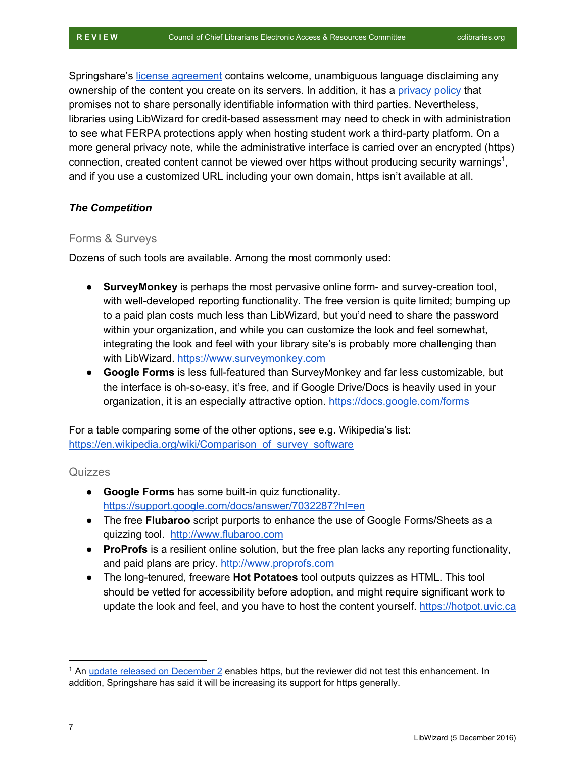Springshare's license agreement contains welcome, unambiguous language disclaiming any ownership of the content you create on its servers. In addition, it has a privacy policy that promises not to share personally identifiable information with third parties. Nevertheless, libraries using LibWizard for credit-based assessment may need to check in with administration to see what FERPA protections apply when hosting student work a third-party platform. On a more general privacy note, while the administrative interface is carried over an encrypted (https) connection, created content cannot be viewed over https without producing security warnings[1], and if you use a customized URL including your own domain, https isn't available at all.

***The Competition***

### Forms & Surveys

Dozens of such tools are available. Among the most commonly used:

- **SurveyMonkey** is perhaps the most pervasive online form- and survey-creation tool, with well-developed reporting functionality. The free version is quite limited; bumping up to a paid plan costs much less than LibWizard, but you'd need to share the password within your organization, and while you can customize the look and feel somewhat, integrating the look and feel with your library site's is probably more challenging than with LibWizard. https://www.surveymonkey.com
- **Google Forms** is less full-featured than SurveyMonkey and far less customizable, but the interface is oh-so-easy, it's free, and if Google Drive/Docs is heavily used in your organization, it is an especially attractive option. https://docs.google.com/forms

For a table comparing some of the other options, see e.g. Wikipedia's list: https://en.wikipedia.org/wiki/Comparison_of_survey_software

### Quizzes

- **Google Forms** has some built-in quiz functionality. https://support.google.com/docs/answer/7032287?hl=en
- The free **Flubaroo** script purports to enhance the use of Google Forms/Sheets as a quizzing tool. http://www.flubaroo.com
- **ProProfs** is a resilient online solution, but the free plan lacks any reporting functionality, and paid plans are pricy. http://www.proprofs.com
- The long-tenured, freeware **Hot Potatoes** tool outputs quizzes as HTML. This tool should be vetted for accessibility before adoption, and might require significant work to update the look and feel, and you have to host the content yourself. https://hotpot.uvic.ca

---

[1] An update released on December 2 enables https, but the reviewer did not test this enhancement. In addition, Springshare has said it will be increasing its support for https generally.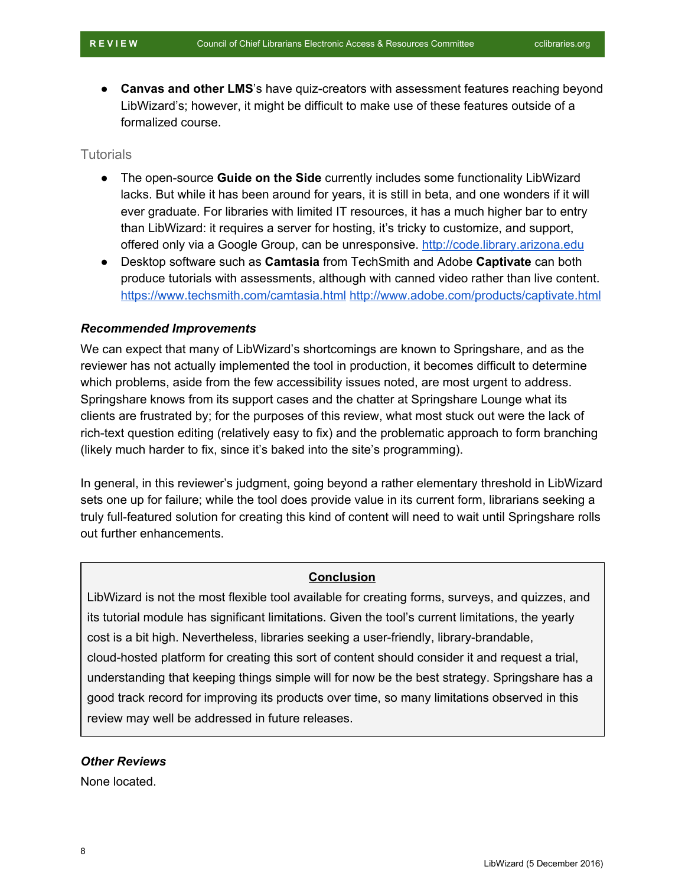- **Canvas and other LMS**'s have quiz-creators with assessment features reaching beyond LibWizard's; however, it might be difficult to make use of these features outside of a formalized course.

### Tutorials

- The open-source **Guide on the Side** currently includes some functionality LibWizard lacks. But while it has been around for years, it is still in beta, and one wonders if it will ever graduate. For libraries with limited IT resources, it has a much higher bar to entry than LibWizard: it requires a server for hosting, it's tricky to customize, and support, offered only via a Google Group, can be unresponsive. http://code.library.arizona.edu
- Desktop software such as **Camtasia** from TechSmith and Adobe **Captivate** can both produce tutorials with assessments, although with canned video rather than live content. https://www.techsmith.com/camtasia.html http://www.adobe.com/products/captivate.html

### *Recommended Improvements*

We can expect that many of LibWizard's shortcomings are known to Springshare, and as the reviewer has not actually implemented the tool in production, it becomes difficult to determine which problems, aside from the few accessibility issues noted, are most urgent to address. Springshare knows from its support cases and the chatter at Springshare Lounge what its clients are frustrated by; for the purposes of this review, what most stuck out were the lack of rich-text question editing (relatively easy to fix) and the problematic approach to form branching (likely much harder to fix, since it's baked into the site's programming).

In general, in this reviewer's judgment, going beyond a rather elementary threshold in LibWizard sets one up for failure; while the tool does provide value in its current form, librarians seeking a truly full-featured solution for creating this kind of content will need to wait until Springshare rolls out further enhancements.

## Conclusion

LibWizard is not the most flexible tool available for creating forms, surveys, and quizzes, and its tutorial module has significant limitations. Given the tool's current limitations, the yearly cost is a bit high. Nevertheless, libraries seeking a user-friendly, library-brandable, cloud-hosted platform for creating this sort of content should consider it and request a trial, understanding that keeping things simple will for now be the best strategy. Springshare has a good track record for improving its products over time, so many limitations observed in this review may well be addressed in future releases.

### *Other Reviews*

None located.